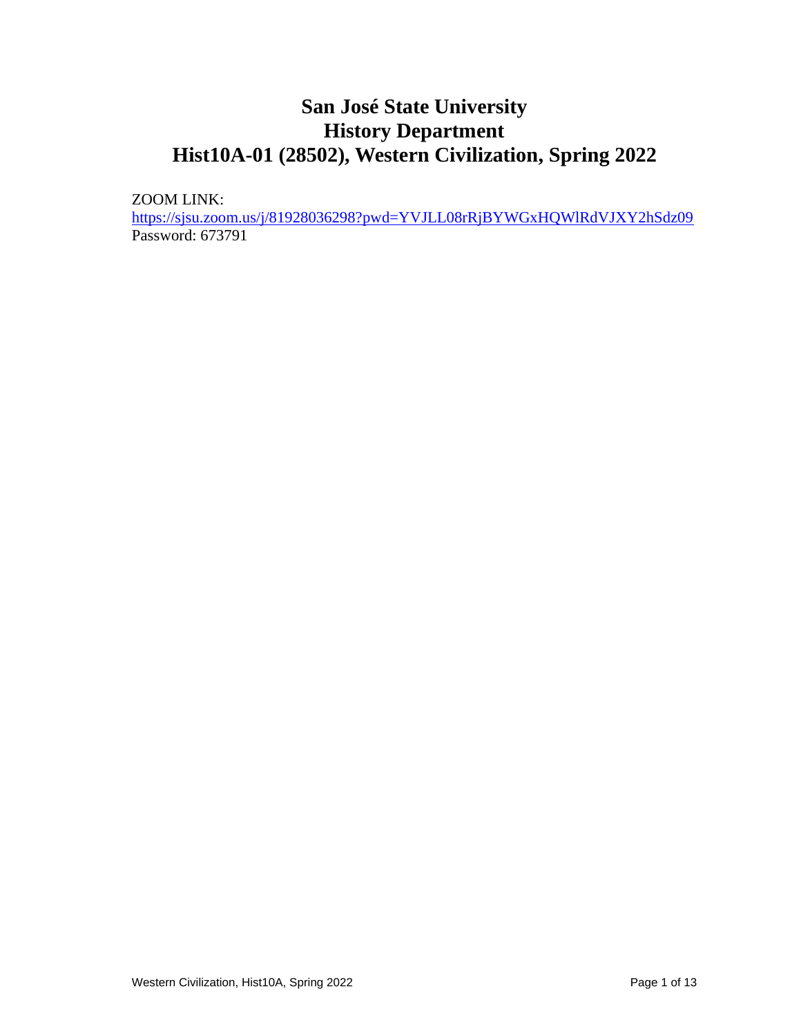# San José State University
# History Department
# Hist10A-01 (28502), Western Civilization, Spring 2022

ZOOM LINK:
https://sjsu.zoom.us/j/81928036298?pwd=YVJLL08rRjBYWGxHQWlRdVJXY2hSdz09
Password: 673791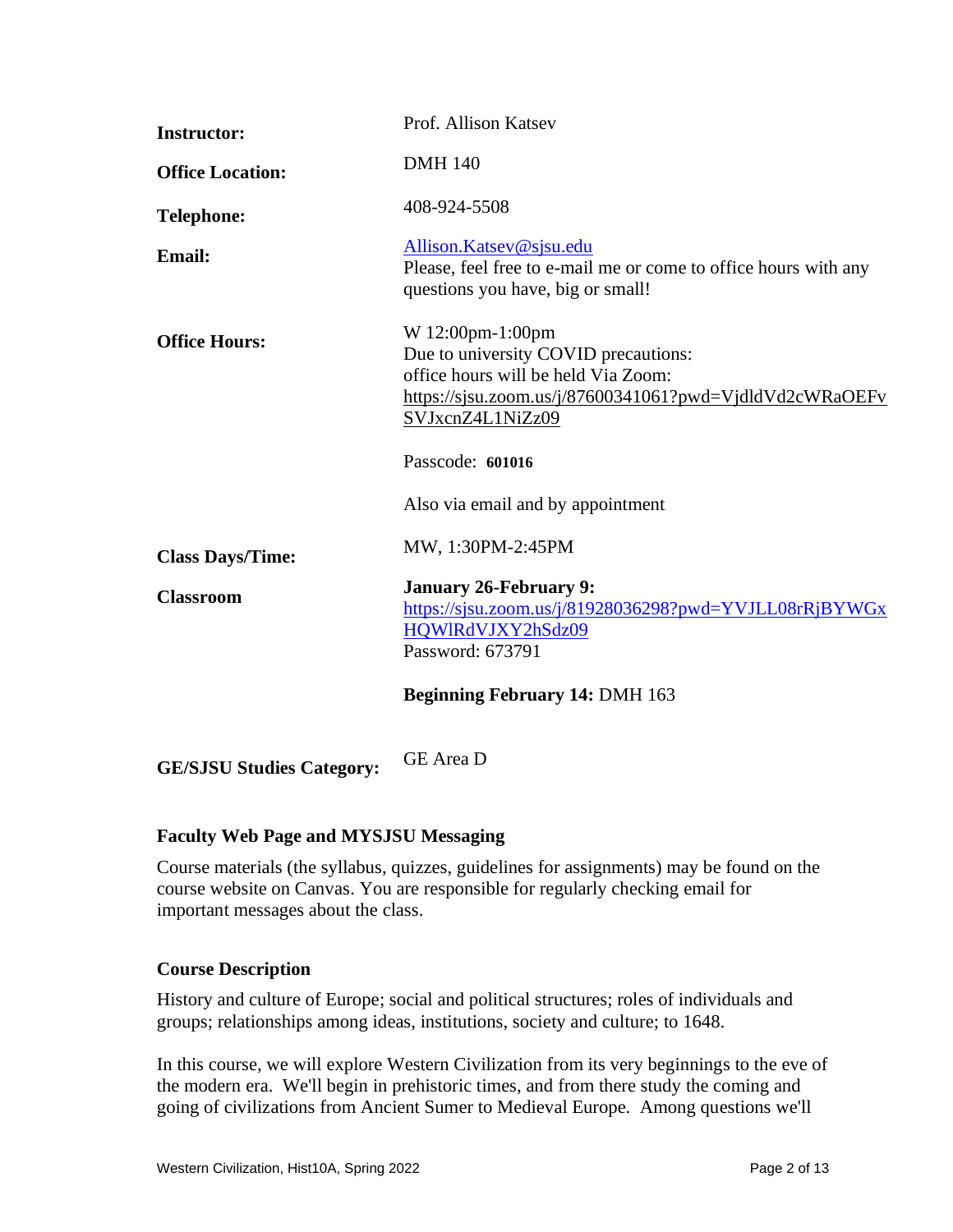| | |
|---|---|
| **Instructor:** | Prof. Allison Katsev |
| **Office Location:** | DMH 140 |
| **Telephone:** | 408-924-5508 |
| **Email:** | [Allison.Katsev@sjsu.edu](mailto:Allison.Katsev@sjsu.edu)<br>Please, feel free to e-mail me or come to office hours with any questions you have, big or small! |
| **Office Hours:** | W 12:00pm-1:00pm<br>Due to university COVID precautions:<br>office hours will be held Via Zoom:<br>https://sjsu.zoom.us/j/87600341061?pwd=VjdldVd2cWRaOEFvSVJxcnZ4L1NiZz09<br><br>Passcode: **601016**<br><br>Also via email and by appointment |
| **Class Days/Time:** | MW, 1:30PM-2:45PM |
| **Classroom** | **January 26-February 9:**<br>https://sjsu.zoom.us/j/81928036298?pwd=YVJLL08rRjBYWGxHQWlRdVJXY2hSdz09<br>Password: 673791<br><br>**Beginning February 14:** DMH 163 |
| **GE/SJSU Studies Category:** | GE Area D |

### Faculty Web Page and MYSJSU Messaging

Course materials (the syllabus, quizzes, guidelines for assignments) may be found on the course website on Canvas. You are responsible for regularly checking email for important messages about the class.

### Course Description

History and culture of Europe; social and political structures; roles of individuals and groups; relationships among ideas, institutions, society and culture; to 1648.

In this course, we will explore Western Civilization from its very beginnings to the eve of the modern era. We'll begin in prehistoric times, and from there study the coming and going of civilizations from Ancient Sumer to Medieval Europe. Among questions we'll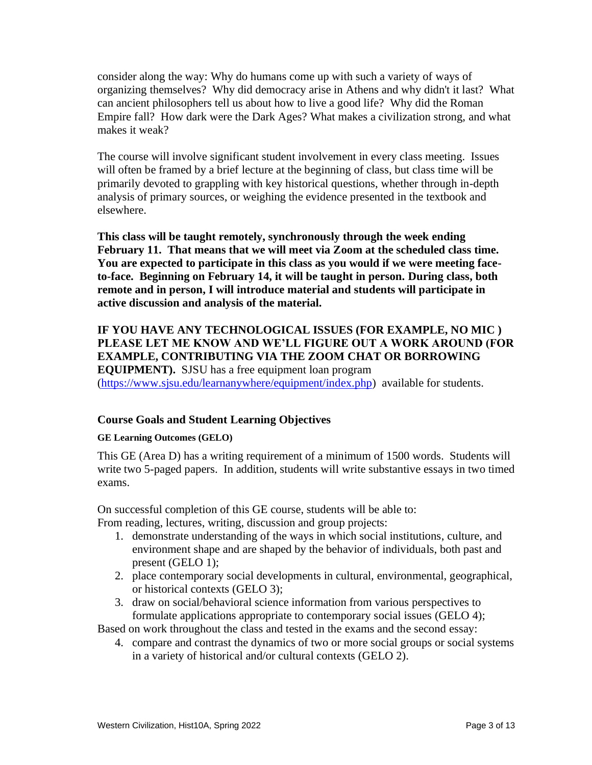consider along the way: Why do humans come up with such a variety of ways of organizing themselves? Why did democracy arise in Athens and why didn't it last? What can ancient philosophers tell us about how to live a good life? Why did the Roman Empire fall? How dark were the Dark Ages? What makes a civilization strong, and what makes it weak?

The course will involve significant student involvement in every class meeting. Issues will often be framed by a brief lecture at the beginning of class, but class time will be primarily devoted to grappling with key historical questions, whether through in-depth analysis of primary sources, or weighing the evidence presented in the textbook and elsewhere.

**This class will be taught remotely, synchronously through the week ending February 11. That means that we will meet via Zoom at the scheduled class time. You are expected to participate in this class as you would if we were meeting face-to-face. Beginning on February 14, it will be taught in person. During class, both remote and in person, I will introduce material and students will participate in active discussion and analysis of the material.**

**IF YOU HAVE ANY TECHNOLOGICAL ISSUES (FOR EXAMPLE, NO MIC ) PLEASE LET ME KNOW AND WE'LL FIGURE OUT A WORK AROUND (FOR EXAMPLE, CONTRIBUTING VIA THE ZOOM CHAT OR BORROWING EQUIPMENT).** SJSU has a free equipment loan program (https://www.sjsu.edu/learnanywhere/equipment/index.php) available for students.

## Course Goals and Student Learning Objectives

#### GE Learning Outcomes (GELO)

This GE (Area D) has a writing requirement of a minimum of 1500 words. Students will write two 5-paged papers. In addition, students will write substantive essays in two timed exams.

On successful completion of this GE course, students will be able to:
From reading, lectures, writing, discussion and group projects:

1. demonstrate understanding of the ways in which social institutions, culture, and environment shape and are shaped by the behavior of individuals, both past and present (GELO 1);
2. place contemporary social developments in cultural, environmental, geographical, or historical contexts (GELO 3);
3. draw on social/behavioral science information from various perspectives to formulate applications appropriate to contemporary social issues (GELO 4);

Based on work throughout the class and tested in the exams and the second essay:

4. compare and contrast the dynamics of two or more social groups or social systems in a variety of historical and/or cultural contexts (GELO 2).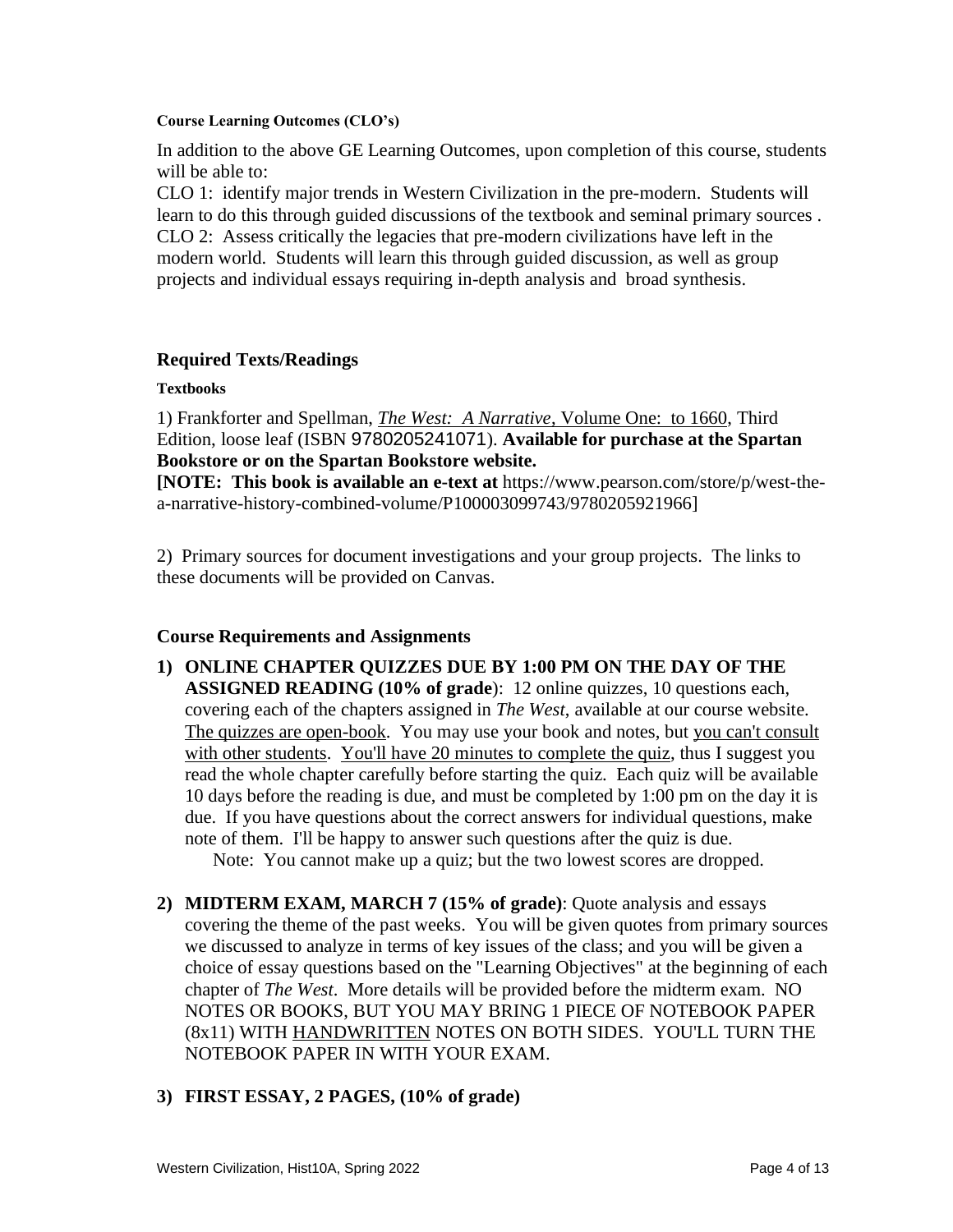**Course Learning Outcomes (CLO's)**

In addition to the above GE Learning Outcomes, upon completion of this course, students will be able to:

CLO 1: identify major trends in Western Civilization in the pre-modern. Students will learn to do this through guided discussions of the textbook and seminal primary sources .

CLO 2: Assess critically the legacies that pre-modern civilizations have left in the modern world. Students will learn this through guided discussion, as well as group projects and individual essays requiring in-depth analysis and broad synthesis.

## Required Texts/Readings

**Textbooks**

1) Frankforter and Spellman, *The West: A Narrative*, Volume One: to 1660, Third Edition, loose leaf (ISBN 9780205241071). **Available for purchase at the Spartan Bookstore or on the Spartan Bookstore website.**

**[NOTE: This book is available an e-text at** https://www.pearson.com/store/p/west-the-a-narrative-history-combined-volume/P100003099743/9780205921966]

2) Primary sources for document investigations and your group projects. The links to these documents will be provided on Canvas.

## Course Requirements and Assignments

1) **ONLINE CHAPTER QUIZZES DUE BY 1:00 PM ON THE DAY OF THE ASSIGNED READING (10% of grade**): 12 online quizzes, 10 questions each, covering each of the chapters assigned in *The West*, available at our course website. The quizzes are open-book. You may use your book and notes, but you can't consult with other students. You'll have 20 minutes to complete the quiz, thus I suggest you read the whole chapter carefully before starting the quiz. Each quiz will be available 10 days before the reading is due, and must be completed by 1:00 pm on the day it is due. If you have questions about the correct answers for individual questions, make note of them. I'll be happy to answer such questions after the quiz is due.

   Note: You cannot make up a quiz; but the two lowest scores are dropped.

2) **MIDTERM EXAM, MARCH 7 (15% of grade)**: Quote analysis and essays covering the theme of the past weeks. You will be given quotes from primary sources we discussed to analyze in terms of key issues of the class; and you will be given a choice of essay questions based on the "Learning Objectives" at the beginning of each chapter of *The West*. More details will be provided before the midterm exam. NO NOTES OR BOOKS, BUT YOU MAY BRING 1 PIECE OF NOTEBOOK PAPER (8x11) WITH HANDWRITTEN NOTES ON BOTH SIDES. YOU'LL TURN THE NOTEBOOK PAPER IN WITH YOUR EXAM.

3) **FIRST ESSAY, 2 PAGES, (10% of grade)**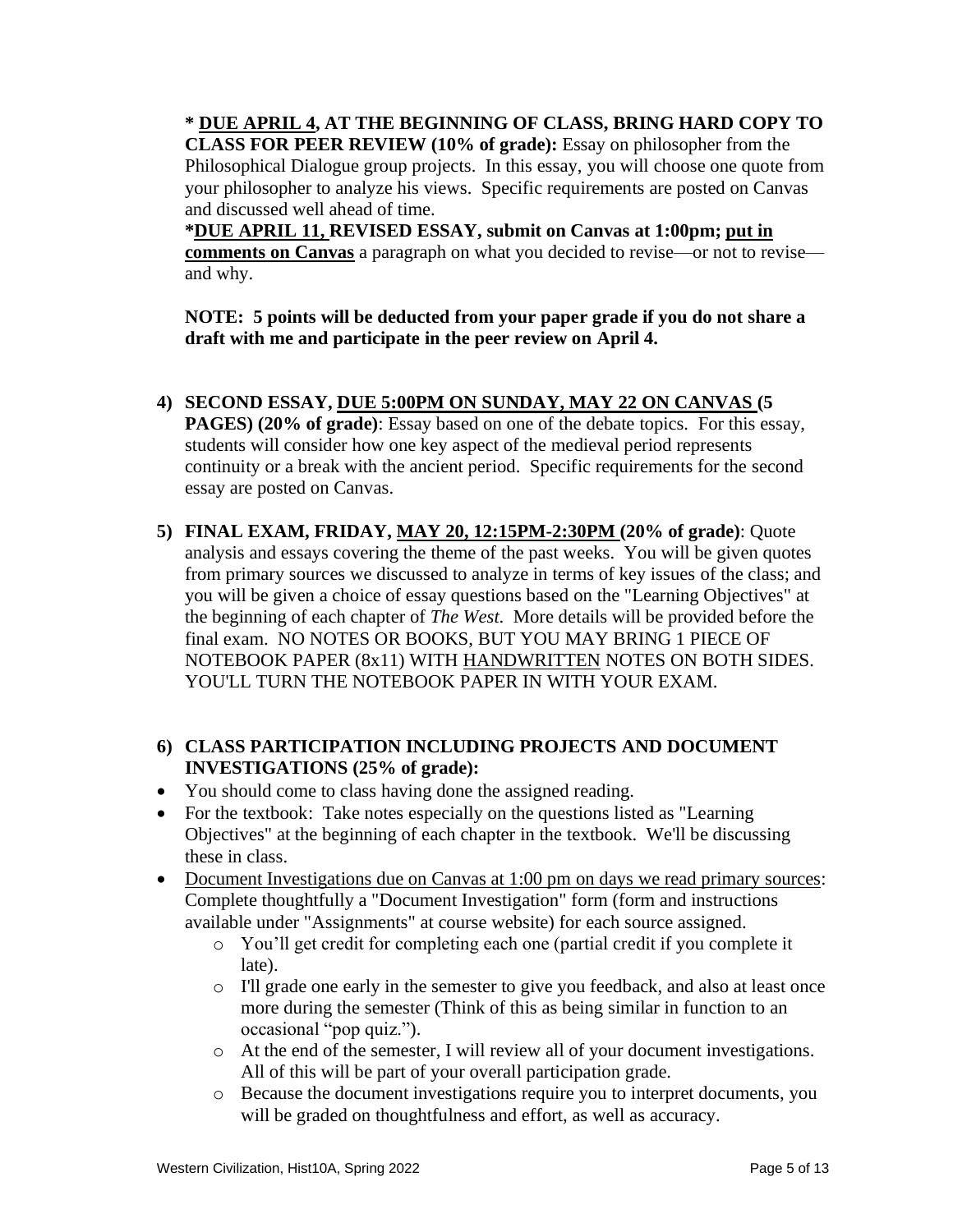**\* <u>DUE APRIL 4</u>, AT THE BEGINNING OF CLASS, BRING HARD COPY TO CLASS FOR PEER REVIEW (10% of grade):** Essay on philosopher from the Philosophical Dialogue group projects. In this essay, you will choose one quote from your philosopher to analyze his views. Specific requirements are posted on Canvas and discussed well ahead of time.

**\*<u>DUE APRIL 11,</u> REVISED ESSAY, submit on Canvas at 1:00pm; <u>put in comments on Canvas</u>** a paragraph on what you decided to revise—or not to revise—and why.

**NOTE: 5 points will be deducted from your paper grade if you do not share a draft with me and participate in the peer review on April 4.**

4) **SECOND ESSAY, <u>DUE 5:00PM ON SUNDAY, MAY 22 ON CANVAS</u> (5 PAGES) (20% of grade)**: Essay based on one of the debate topics. For this essay, students will consider how one key aspect of the medieval period represents continuity or a break with the ancient period. Specific requirements for the second essay are posted on Canvas.

5) **FINAL EXAM, FRIDAY, <u>MAY 20, 12:15PM-2:30PM</u> (20% of grade)**: Quote analysis and essays covering the theme of the past weeks. You will be given quotes from primary sources we discussed to analyze in terms of key issues of the class; and you will be given a choice of essay questions based on the "Learning Objectives" at the beginning of each chapter of *The West.* More details will be provided before the final exam. NO NOTES OR BOOKS, BUT YOU MAY BRING 1 PIECE OF NOTEBOOK PAPER (8x11) WITH <u>HANDWRITTEN</u> NOTES ON BOTH SIDES. YOU'LL TURN THE NOTEBOOK PAPER IN WITH YOUR EXAM.

6) **CLASS PARTICIPATION INCLUDING PROJECTS AND DOCUMENT INVESTIGATIONS (25% of grade):**

- You should come to class having done the assigned reading.
- For the textbook: Take notes especially on the questions listed as "Learning Objectives" at the beginning of each chapter in the textbook. We'll be discussing these in class.
- <u>Document Investigations due on Canvas at 1:00 pm on days we read primary sources</u>: Complete thoughtfully a "Document Investigation" form (form and instructions available under "Assignments" at course website) for each source assigned.
    - You'll get credit for completing each one (partial credit if you complete it late).
    - I'll grade one early in the semester to give you feedback, and also at least once more during the semester (Think of this as being similar in function to an occasional "pop quiz.").
    - At the end of the semester, I will review all of your document investigations. All of this will be part of your overall participation grade.
    - Because the document investigations require you to interpret documents, you will be graded on thoughtfulness and effort, as well as accuracy.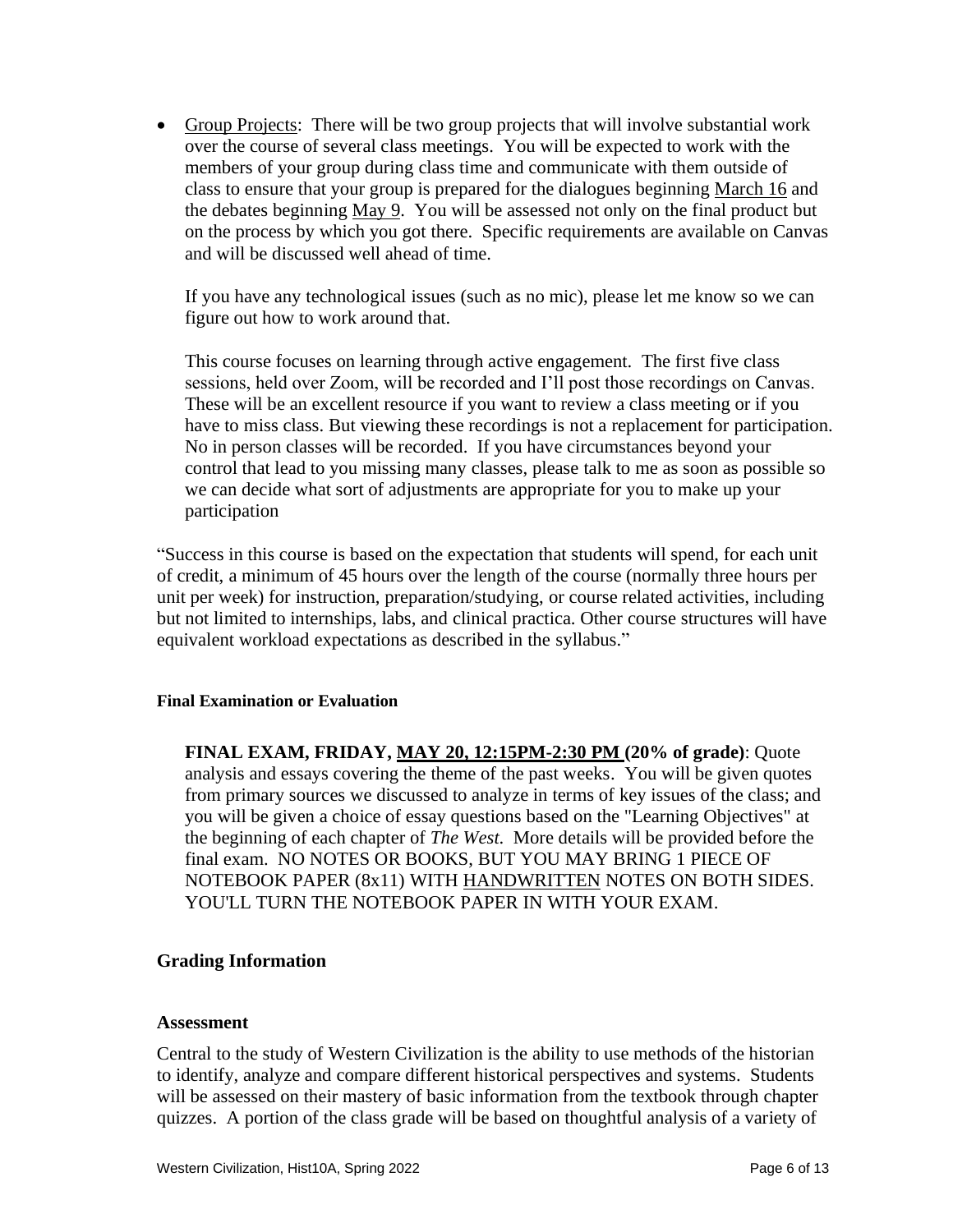- Group Projects: There will be two group projects that will involve substantial work over the course of several class meetings. You will be expected to work with the members of your group during class time and communicate with them outside of class to ensure that your group is prepared for the dialogues beginning March 16 and the debates beginning May 9. You will be assessed not only on the final product but on the process by which you got there. Specific requirements are available on Canvas and will be discussed well ahead of time.

  If you have any technological issues (such as no mic), please let me know so we can figure out how to work around that.

  This course focuses on learning through active engagement. The first five class sessions, held over Zoom, will be recorded and I'll post those recordings on Canvas. These will be an excellent resource if you want to review a class meeting or if you have to miss class. But viewing these recordings is not a replacement for participation. No in person classes will be recorded. If you have circumstances beyond your control that lead to you missing many classes, please talk to me as soon as possible so we can decide what sort of adjustments are appropriate for you to make up your participation

"Success in this course is based on the expectation that students will spend, for each unit of credit, a minimum of 45 hours over the length of the course (normally three hours per unit per week) for instruction, preparation/studying, or course related activities, including but not limited to internships, labs, and clinical practica. Other course structures will have equivalent workload expectations as described in the syllabus."

#### Final Examination or Evaluation

**FINAL EXAM, FRIDAY, MAY 20, 12:15PM-2:30 PM (20% of grade)**: Quote analysis and essays covering the theme of the past weeks. You will be given quotes from primary sources we discussed to analyze in terms of key issues of the class; and you will be given a choice of essay questions based on the "Learning Objectives" at the beginning of each chapter of *The West.* More details will be provided before the final exam. NO NOTES OR BOOKS, BUT YOU MAY BRING 1 PIECE OF NOTEBOOK PAPER (8x11) WITH HANDWRITTEN NOTES ON BOTH SIDES. YOU'LL TURN THE NOTEBOOK PAPER IN WITH YOUR EXAM.

## Grading Information

### Assessment

Central to the study of Western Civilization is the ability to use methods of the historian to identify, analyze and compare different historical perspectives and systems. Students will be assessed on their mastery of basic information from the textbook through chapter quizzes. A portion of the class grade will be based on thoughtful analysis of a variety of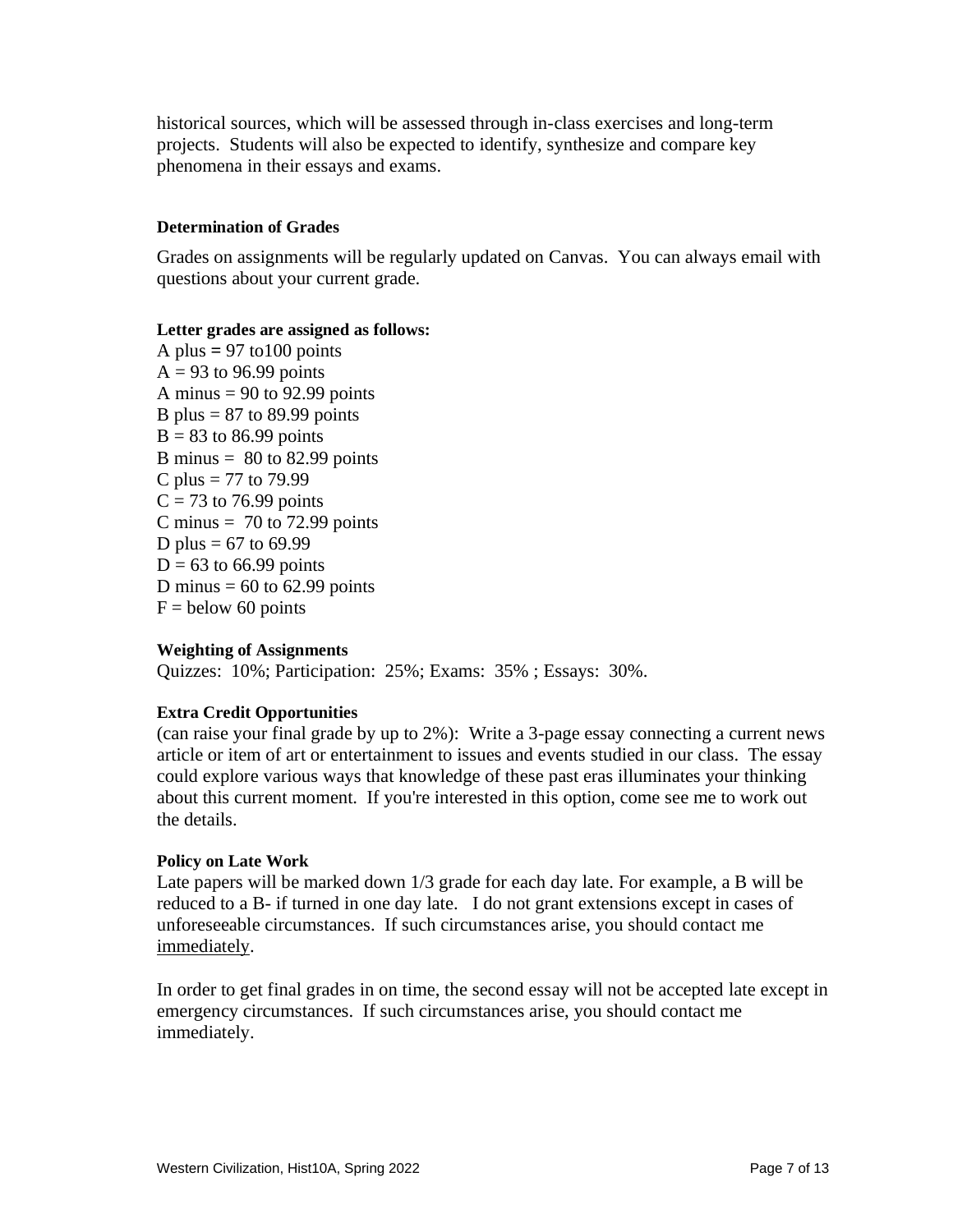historical sources, which will be assessed through in-class exercises and long-term projects. Students will also be expected to identify, synthesize and compare key phenomena in their essays and exams.

#### Determination of Grades

Grades on assignments will be regularly updated on Canvas. You can always email with questions about your current grade.

#### Letter grades are assigned as follows:

A plus = 97 to100 points
A = 93 to 96.99 points
A minus = 90 to 92.99 points
B plus = 87 to 89.99 points
B = 83 to 86.99 points
B minus = 80 to 82.99 points
C plus = 77 to 79.99
C = 73 to 76.99 points
C minus = 70 to 72.99 points
D plus = 67 to 69.99
D = 63 to 66.99 points
D minus = 60 to 62.99 points
F = below 60 points

#### Weighting of Assignments

Quizzes: 10%; Participation: 25%; Exams: 35% ; Essays: 30%.

#### Extra Credit Opportunities

(can raise your final grade by up to 2%): Write a 3-page essay connecting a current news article or item of art or entertainment to issues and events studied in our class. The essay could explore various ways that knowledge of these past eras illuminates your thinking about this current moment. If you're interested in this option, come see me to work out the details.

#### Policy on Late Work

Late papers will be marked down 1/3 grade for each day late. For example, a B will be reduced to a B- if turned in one day late. I do not grant extensions except in cases of unforeseeable circumstances. If such circumstances arise, you should contact me immediately.

In order to get final grades in on time, the second essay will not be accepted late except in emergency circumstances. If such circumstances arise, you should contact me immediately.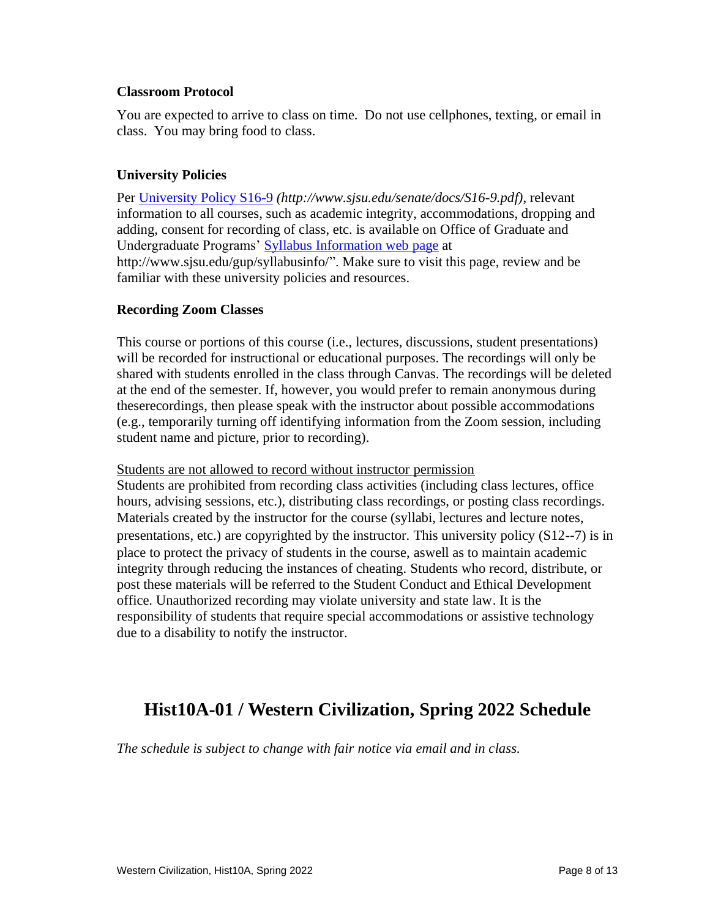### Classroom Protocol

You are expected to arrive to class on time. Do not use cellphones, texting, or email in class. You may bring food to class.

### University Policies

Per [University Policy S16-9](http://www.sjsu.edu/senate/docs/S16-9.pdf) *(http://www.sjsu.edu/senate/docs/S16-9.pdf)*, relevant information to all courses, such as academic integrity, accommodations, dropping and adding, consent for recording of class, etc. is available on Office of Graduate and Undergraduate Programs' [Syllabus Information web page](http://www.sjsu.edu/gup/syllabusinfo/) at http://www.sjsu.edu/gup/syllabusinfo/". Make sure to visit this page, review and be familiar with these university policies and resources.

### Recording Zoom Classes

This course or portions of this course (i.e., lectures, discussions, student presentations) will be recorded for instructional or educational purposes. The recordings will only be shared with students enrolled in the class through Canvas. The recordings will be deleted at the end of the semester. If, however, you would prefer to remain anonymous during theserecordings, then please speak with the instructor about possible accommodations (e.g., temporarily turning off identifying information from the Zoom session, including student name and picture, prior to recording).

<u>Students are not allowed to record without instructor permission</u>
Students are prohibited from recording class activities (including class lectures, office hours, advising sessions, etc.), distributing class recordings, or posting class recordings. Materials created by the instructor for the course (syllabi, lectures and lecture notes, presentations, etc.) are copyrighted by the instructor. This university policy (S12--7) is in place to protect the privacy of students in the course, aswell as to maintain academic integrity through reducing the instances of cheating. Students who record, distribute, or post these materials will be referred to the Student Conduct and Ethical Development office. Unauthorized recording may violate university and state law. It is the responsibility of students that require special accommodations or assistive technology due to a disability to notify the instructor.

## Hist10A-01 / Western Civilization, Spring 2022 Schedule

*The schedule is subject to change with fair notice via email and in class.*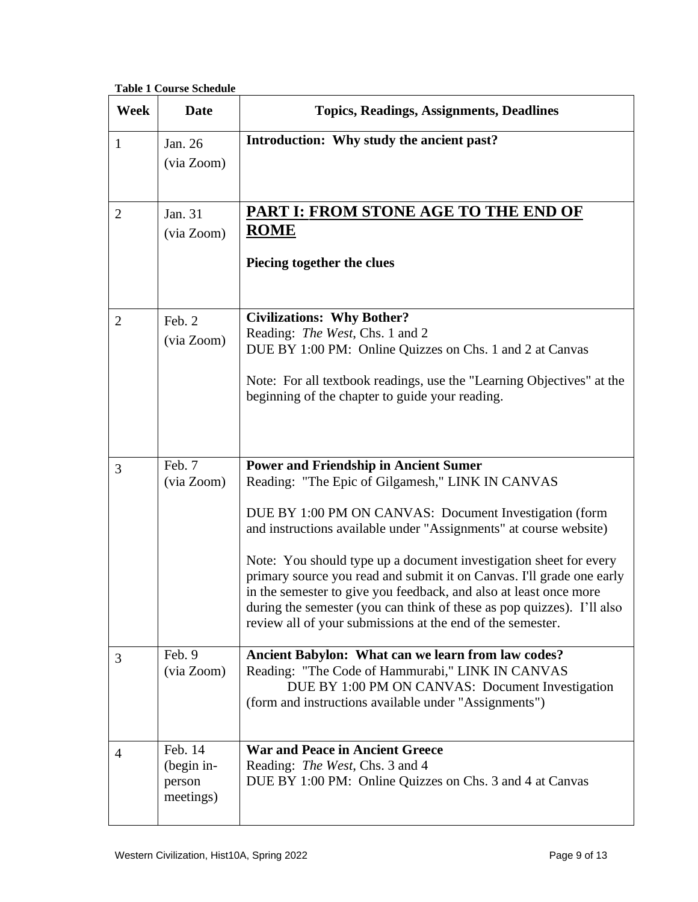**Table 1 Course Schedule**

| Week | Date | Topics, Readings, Assignments, Deadlines |
|---|---|---|
| 1 | Jan. 26 (via Zoom) | **Introduction: Why study the ancient past?** |
| 2 | Jan. 31 (via Zoom) | **<u>PART I: FROM STONE AGE TO THE END OF ROME</u>**<br><br>**Piecing together the clues** |
| 2 | Feb. 2 (via Zoom) | **Civilizations: Why Bother?**<br>Reading: *The West*, Chs. 1 and 2<br>DUE BY 1:00 PM: Online Quizzes on Chs. 1 and 2 at Canvas<br><br>Note: For all textbook readings, use the "Learning Objectives" at the beginning of the chapter to guide your reading. |
| 3 | Feb. 7 (via Zoom) | **Power and Friendship in Ancient Sumer**<br>Reading: "The Epic of Gilgamesh," LINK IN CANVAS<br><br>DUE BY 1:00 PM ON CANVAS: Document Investigation (form and instructions available under "Assignments" at course website)<br><br>Note: You should type up a document investigation sheet for every primary source you read and submit it on Canvas. I'll grade one early in the semester to give you feedback, and also at least once more during the semester (you can think of these as pop quizzes). I'll also review all of your submissions at the end of the semester. |
| 3 | Feb. 9 (via Zoom) | **Ancient Babylon: What can we learn from law codes?**<br>Reading: "The Code of Hammurabi," LINK IN CANVAS<br>DUE BY 1:00 PM ON CANVAS: Document Investigation (form and instructions available under "Assignments") |
| 4 | Feb. 14 (begin in-person meetings) | **War and Peace in Ancient Greece**<br>Reading: *The West*, Chs. 3 and 4<br>DUE BY 1:00 PM: Online Quizzes on Chs. 3 and 4 at Canvas |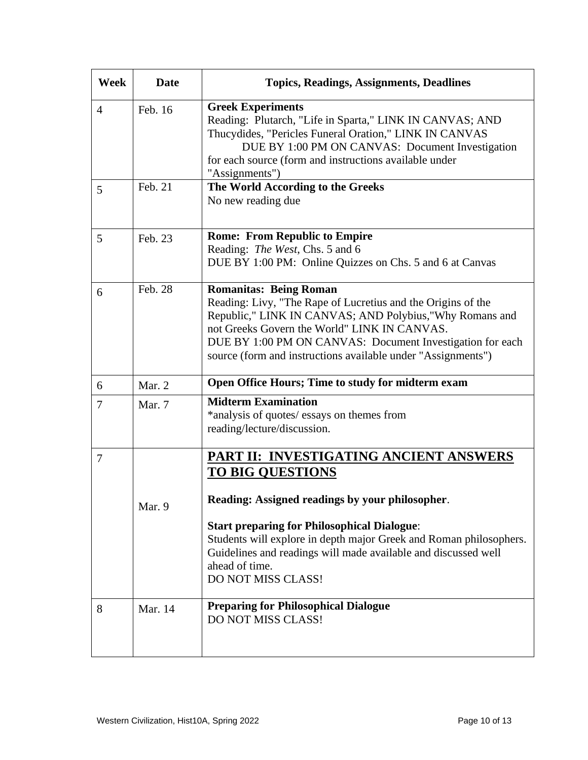| Week | Date | Topics, Readings, Assignments, Deadlines |
|---|---|---|
| 4 | Feb. 16 | **Greek Experiments**<br>Reading: Plutarch, "Life in Sparta," LINK IN CANVAS; AND Thucydides, "Pericles Funeral Oration," LINK IN CANVAS<br>DUE BY 1:00 PM ON CANVAS: Document Investigation for each source (form and instructions available under "Assignments") |
| 5 | Feb. 21 | **The World According to the Greeks**<br>No new reading due |
| 5 | Feb. 23 | **Rome: From Republic to Empire**<br>Reading: *The West*, Chs. 5 and 6<br>DUE BY 1:00 PM: Online Quizzes on Chs. 5 and 6 at Canvas |
| 6 | Feb. 28 | **Romanitas: Being Roman**<br>Reading: Livy, "The Rape of Lucretius and the Origins of the Republic," LINK IN CANVAS; AND Polybius,"Why Romans and not Greeks Govern the World" LINK IN CANVAS.<br>DUE BY 1:00 PM ON CANVAS: Document Investigation for each source (form and instructions available under "Assignments") |
| 6 | Mar. 2 | **Open Office Hours; Time to study for midterm exam** |
| 7 | Mar. 7 | **Midterm Examination**<br>*analysis of quotes/ essays on themes from reading/lecture/discussion. |
| 7 | Mar. 9 | **<u>PART II: INVESTIGATING ANCIENT ANSWERS TO BIG QUESTIONS</u>**<br><br>**Reading: Assigned readings by your philosopher**.<br><br>**Start preparing for Philosophical Dialogue**:<br>Students will explore in depth major Greek and Roman philosophers. Guidelines and readings will made available and discussed well ahead of time.<br>DO NOT MISS CLASS! |
| 8 | Mar. 14 | **Preparing for Philosophical Dialogue**<br>DO NOT MISS CLASS! |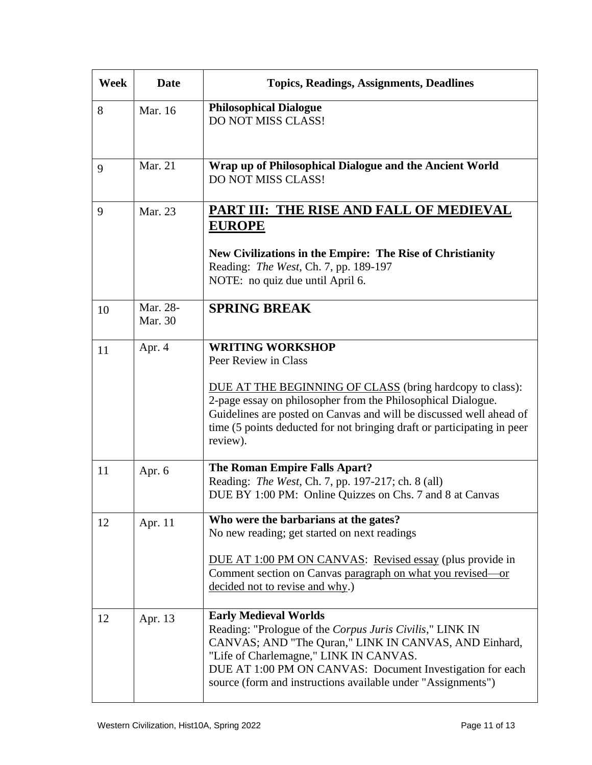| Week | Date | Topics, Readings, Assignments, Deadlines |
|---|---|---|
| 8 | Mar. 16 | **Philosophical Dialogue**<br>DO NOT MISS CLASS! |
| 9 | Mar. 21 | **Wrap up of Philosophical Dialogue and the Ancient World**<br>DO NOT MISS CLASS! |
| 9 | Mar. 23 | **PART III: THE RISE AND FALL OF MEDIEVAL EUROPE**<br><br>**New Civilizations in the Empire: The Rise of Christianity**<br>Reading: *The West*, Ch. 7, pp. 189-197<br>NOTE: no quiz due until April 6. |
| 10 | Mar. 28-Mar. 30 | **SPRING BREAK** |
| 11 | Apr. 4 | **WRITING WORKSHOP**<br>Peer Review in Class<br><br>DUE AT THE BEGINNING OF CLASS (bring hardcopy to class): 2-page essay on philosopher from the Philosophical Dialogue. Guidelines are posted on Canvas and will be discussed well ahead of time (5 points deducted for not bringing draft or participating in peer review). |
| 11 | Apr. 6 | **The Roman Empire Falls Apart?**<br>Reading: *The West*, Ch. 7, pp. 197-217; ch. 8 (all)<br>DUE BY 1:00 PM: Online Quizzes on Chs. 7 and 8 at Canvas |
| 12 | Apr. 11 | **Who were the barbarians at the gates?**<br>No new reading; get started on next readings<br><br>DUE AT 1:00 PM ON CANVAS: Revised essay (plus provide in Comment section on Canvas paragraph on what you revised—or decided not to revise and why.) |
| 12 | Apr. 13 | **Early Medieval Worlds**<br>Reading: "Prologue of the *Corpus Juris Civilis*," LINK IN CANVAS; AND "The Quran," LINK IN CANVAS, AND Einhard, "Life of Charlemagne," LINK IN CANVAS.<br>DUE AT 1:00 PM ON CANVAS: Document Investigation for each source (form and instructions available under "Assignments") |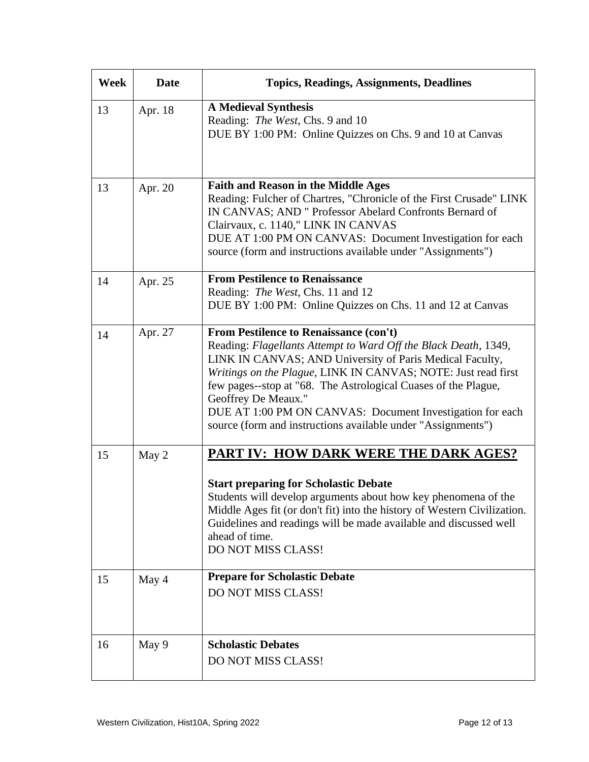| Week | Date | Topics, Readings, Assignments, Deadlines |
|---|---|---|
| 13 | Apr. 18 | **A Medieval Synthesis**<br>Reading: *The West*, Chs. 9 and 10<br>DUE BY 1:00 PM: Online Quizzes on Chs. 9 and 10 at Canvas |
| 13 | Apr. 20 | **Faith and Reason in the Middle Ages**<br>Reading: Fulcher of Chartres, "Chronicle of the First Crusade" LINK IN CANVAS; AND " Professor Abelard Confronts Bernard of Clairvaux, c. 1140," LINK IN CANVAS<br>DUE AT 1:00 PM ON CANVAS: Document Investigation for each source (form and instructions available under "Assignments") |
| 14 | Apr. 25 | **From Pestilence to Renaissance**<br>Reading: *The West*, Chs. 11 and 12<br>DUE BY 1:00 PM: Online Quizzes on Chs. 11 and 12 at Canvas |
| 14 | Apr. 27 | **From Pestilence to Renaissance (con't)**<br>Reading: *Flagellants Attempt to Ward Off the Black Death*, 1349, LINK IN CANVAS; AND University of Paris Medical Faculty, *Writings on the Plague*, LINK IN CANVAS; NOTE: Just read first few pages--stop at "68. The Astrological Cuases of the Plague, Geoffrey De Meaux."<br>DUE AT 1:00 PM ON CANVAS: Document Investigation for each source (form and instructions available under "Assignments") |
| 15 | May 2 | **PART IV: HOW DARK WERE THE DARK AGES?**<br><br>**Start preparing for Scholastic Debate**<br>Students will develop arguments about how key phenomena of the Middle Ages fit (or don't fit) into the history of Western Civilization. Guidelines and readings will be made available and discussed well ahead of time.<br>DO NOT MISS CLASS! |
| 15 | May 4 | **Prepare for Scholastic Debate**<br>DO NOT MISS CLASS! |
| 16 | May 9 | **Scholastic Debates**<br>DO NOT MISS CLASS! |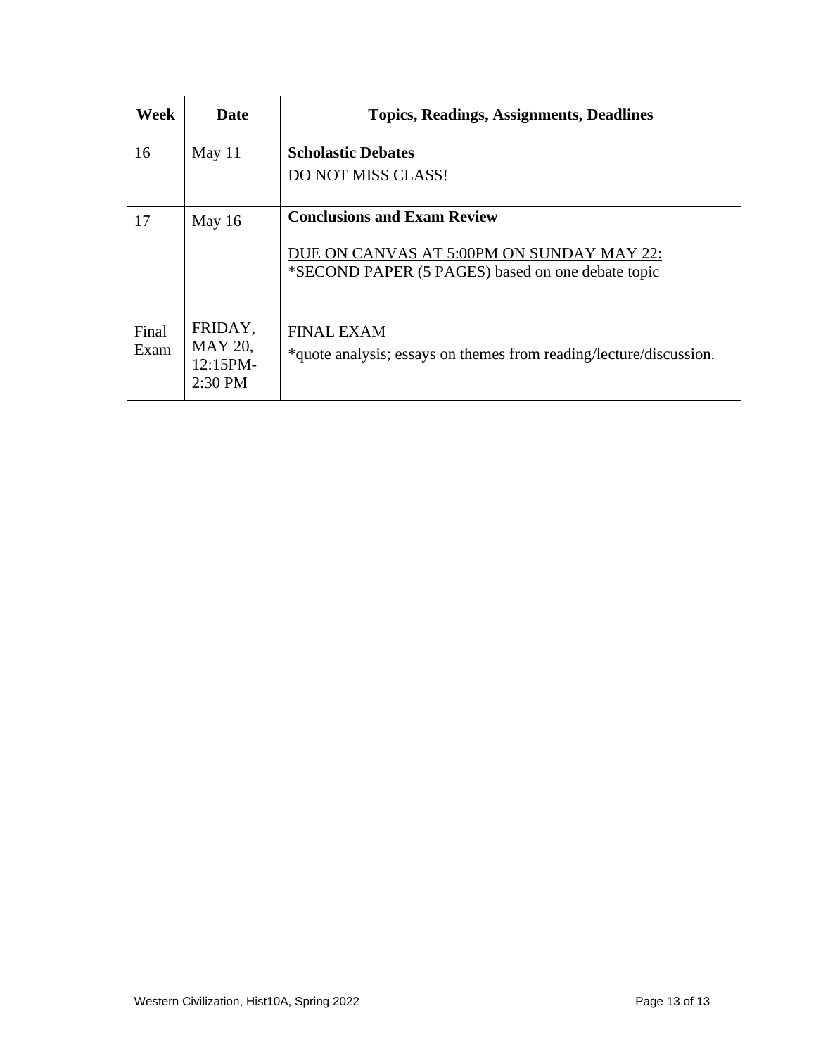| Week | Date | Topics, Readings, Assignments, Deadlines |
|---|---|---|
| 16 | May 11 | **Scholastic Debates**<br>DO NOT MISS CLASS! |
| 17 | May 16 | **Conclusions and Exam Review**<br><br><u>DUE ON CANVAS AT 5:00PM ON SUNDAY MAY 22:</u><br>*SECOND PAPER (5 PAGES) based on one debate topic |
| Final Exam | FRIDAY, MAY 20, 12:15PM-2:30 PM | FINAL EXAM<br>*quote analysis; essays on themes from reading/lecture/discussion. |